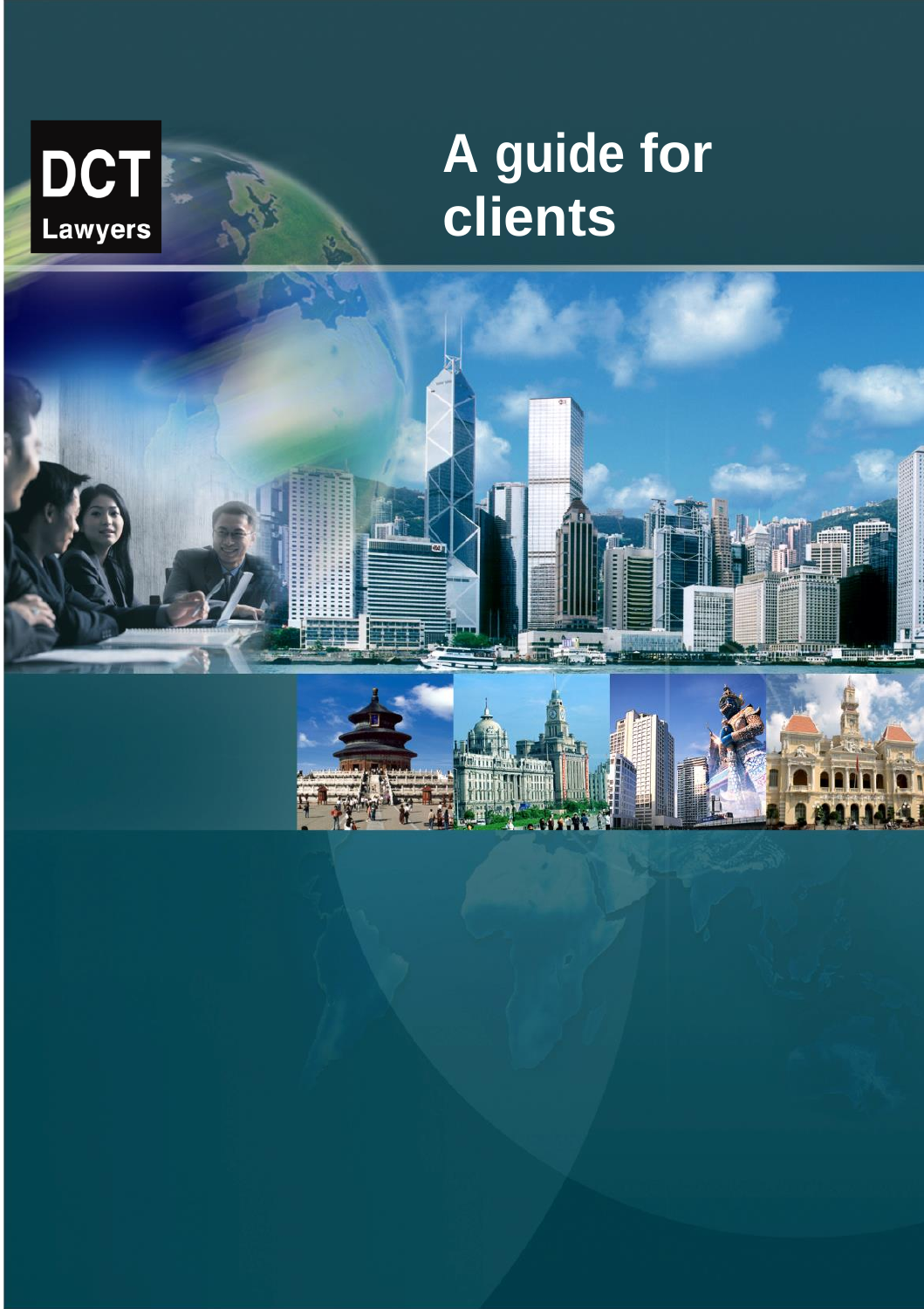DCT
Lawyers

# A guide for clients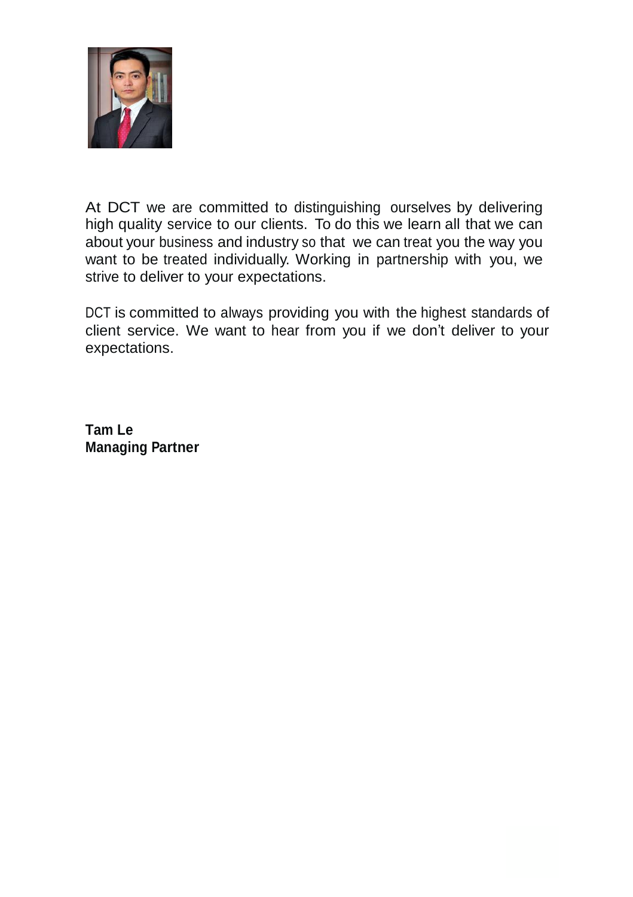At DCT we are committed to distinguishing ourselves by delivering high quality service to our clients. To do this we learn all that we can about your business and industry so that we can treat you the way you want to be treated individually. Working in partnership with you, we strive to deliver to your expectations.

DCT is committed to always providing you with the highest standards of client service. We want to hear from you if we don't deliver to your expectations.

**Tam Le**
**Managing Partner**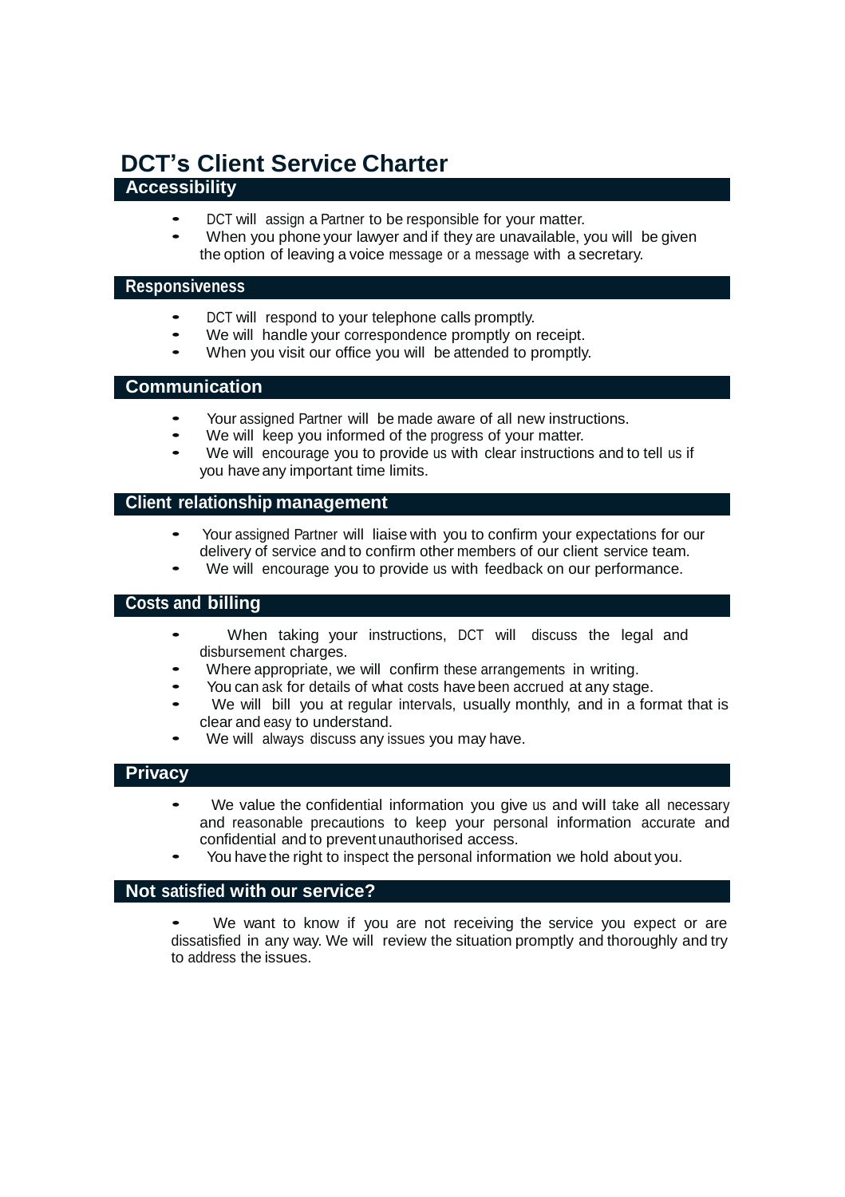# DCT's Client Service Charter

## Accessibility

- DCT will assign a Partner to be responsible for your matter.
- When you phone your lawyer and if they are unavailable, you will be given the option of leaving a voice message or a message with a secretary.

## Responsiveness

- DCT will respond to your telephone calls promptly.
- We will handle your correspondence promptly on receipt.
- When you visit our office you will be attended to promptly.

## Communication

- Your assigned Partner will be made aware of all new instructions.
- We will keep you informed of the progress of your matter.
- We will encourage you to provide us with clear instructions and to tell us if you have any important time limits.

## Client relationship management

- Your assigned Partner will liaise with you to confirm your expectations for our delivery of service and to confirm other members of our client service team.
- We will encourage you to provide us with feedback on our performance.

## Costs and billing

- When taking your instructions, DCT will discuss the legal and disbursement charges.
- Where appropriate, we will confirm these arrangements in writing.
- You can ask for details of what costs have been accrued at any stage.
- We will bill you at regular intervals, usually monthly, and in a format that is clear and easy to understand.
- We will always discuss any issues you may have.

## Privacy

- We value the confidential information you give us and will take all necessary and reasonable precautions to keep your personal information accurate and confidential and to prevent unauthorised access.
- You have the right to inspect the personal information we hold about you.

## Not satisfied with our service?

- We want to know if you are not receiving the service you expect or are dissatisfied in any way. We will review the situation promptly and thoroughly and try to address the issues.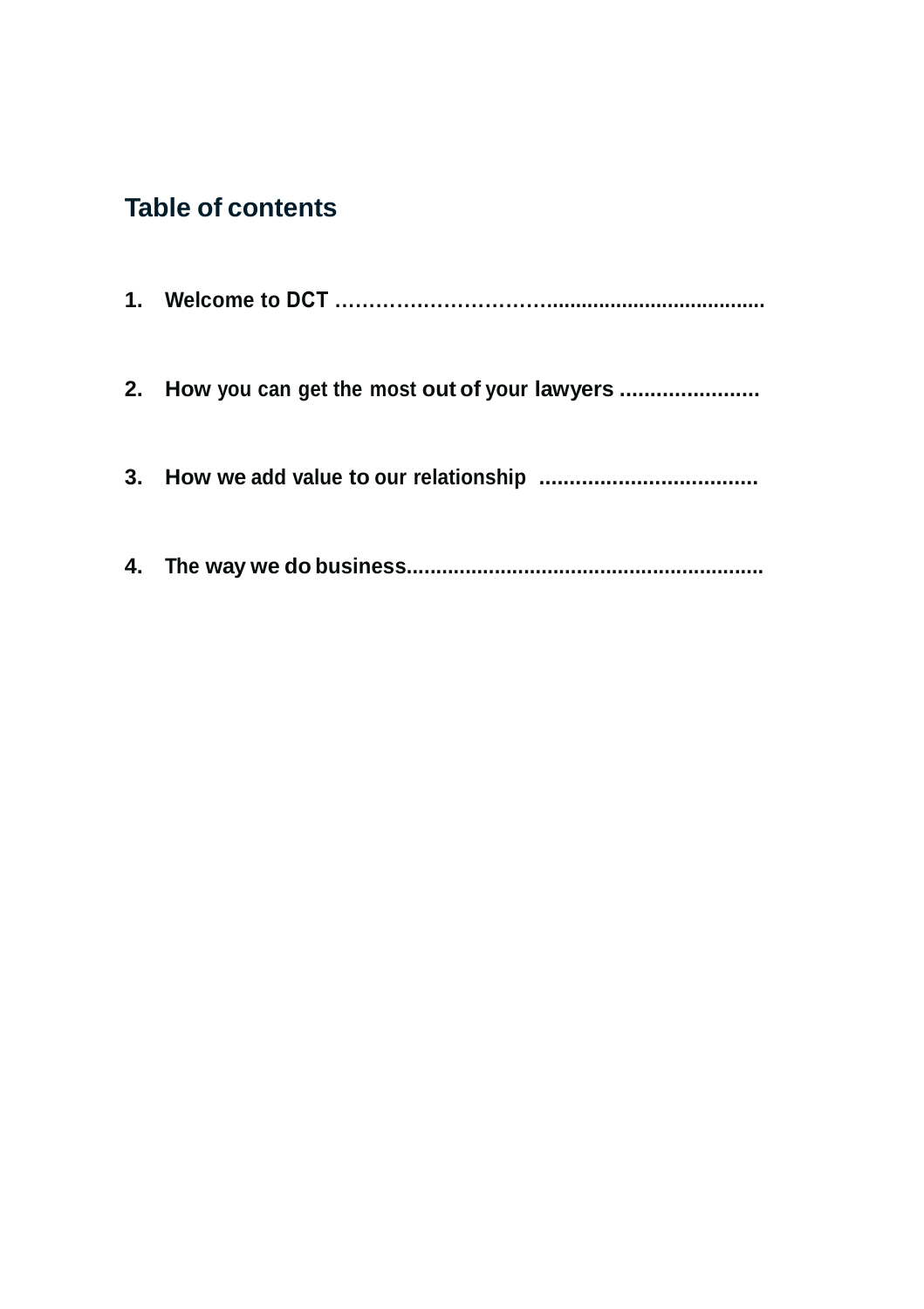## Table of contents

1. **Welcome to DCT** ……………………………......................................

2. **How you can get the most out of your lawyers** .......................

3. **How we add value to our relationship** ....................................

4. **The way we do business**............................................................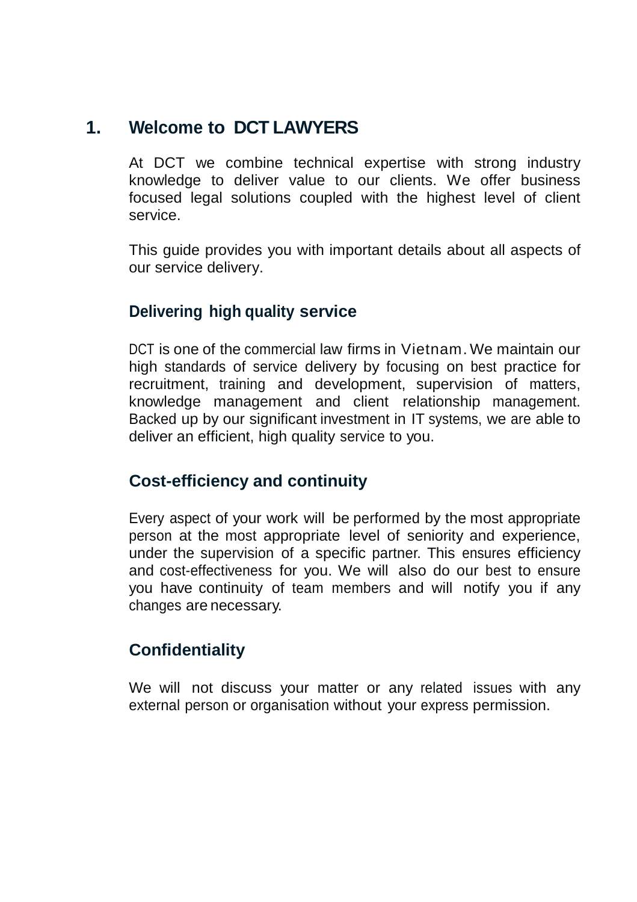# 1. Welcome to DCT LAWYERS

At DCT we combine technical expertise with strong industry knowledge to deliver value to our clients. We offer business focused legal solutions coupled with the highest level of client service.

This guide provides you with important details about all aspects of our service delivery.

## Delivering high quality service

DCT is one of the commercial law firms in Vietnam. We maintain our high standards of service delivery by focusing on best practice for recruitment, training and development, supervision of matters, knowledge management and client relationship management. Backed up by our significant investment in IT systems, we are able to deliver an efficient, high quality service to you.

## Cost-efficiency and continuity

Every aspect of your work will be performed by the most appropriate person at the most appropriate level of seniority and experience, under the supervision of a specific partner. This ensures efficiency and cost-effectiveness for you. We will also do our best to ensure you have continuity of team members and will notify you if any changes are necessary.

## Confidentiality

We will not discuss your matter or any related issues with any external person or organisation without your express permission.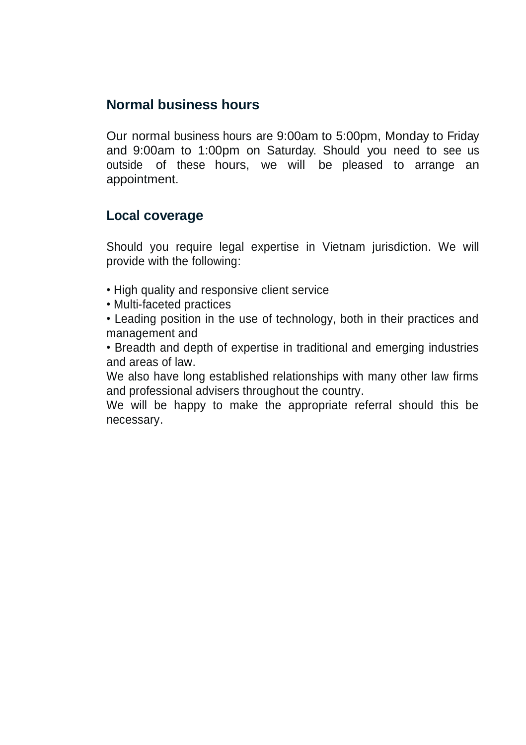## Normal business hours

Our normal business hours are 9:00am to 5:00pm, Monday to Friday and 9:00am to 1:00pm on Saturday. Should you need to see us outside of these hours, we will be pleased to arrange an appointment.

## Local coverage

Should you require legal expertise in Vietnam jurisdiction. We will provide with the following:

• High quality and responsive client service
• Multi-faceted practices
• Leading position in the use of technology, both in their practices and management and
• Breadth and depth of expertise in traditional and emerging industries and areas of law.

We also have long established relationships with many other law firms and professional advisers throughout the country.
We will be happy to make the appropriate referral should this be necessary.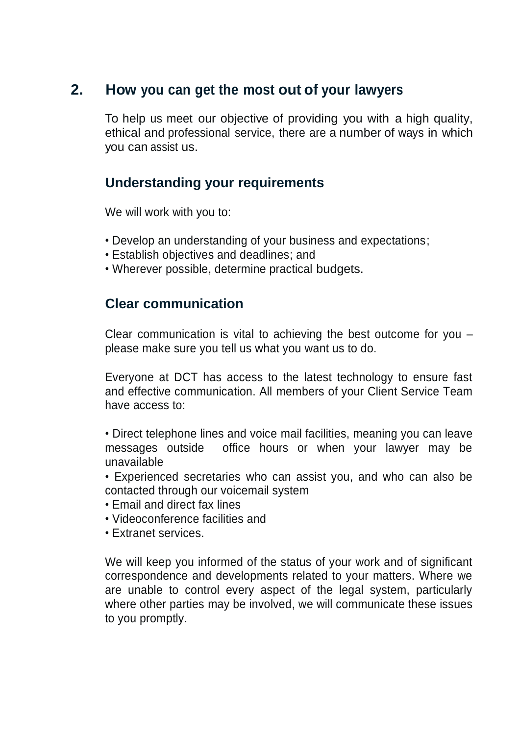## 2. How you can get the most out of your lawyers

To help us meet our objective of providing you with a high quality, ethical and professional service, there are a number of ways in which you can assist us.

### Understanding your requirements

We will work with you to:

- Develop an understanding of your business and expectations;
- Establish objectives and deadlines; and
- Wherever possible, determine practical budgets.

### Clear communication

Clear communication is vital to achieving the best outcome for you – please make sure you tell us what you want us to do.

Everyone at DCT has access to the latest technology to ensure fast and effective communication. All members of your Client Service Team have access to:

- Direct telephone lines and voice mail facilities, meaning you can leave messages outside office hours or when your lawyer may be unavailable
- Experienced secretaries who can assist you, and who can also be contacted through our voicemail system
- Email and direct fax lines
- Videoconference facilities and
- Extranet services.

We will keep you informed of the status of your work and of significant correspondence and developments related to your matters. Where we are unable to control every aspect of the legal system, particularly where other parties may be involved, we will communicate these issues to you promptly.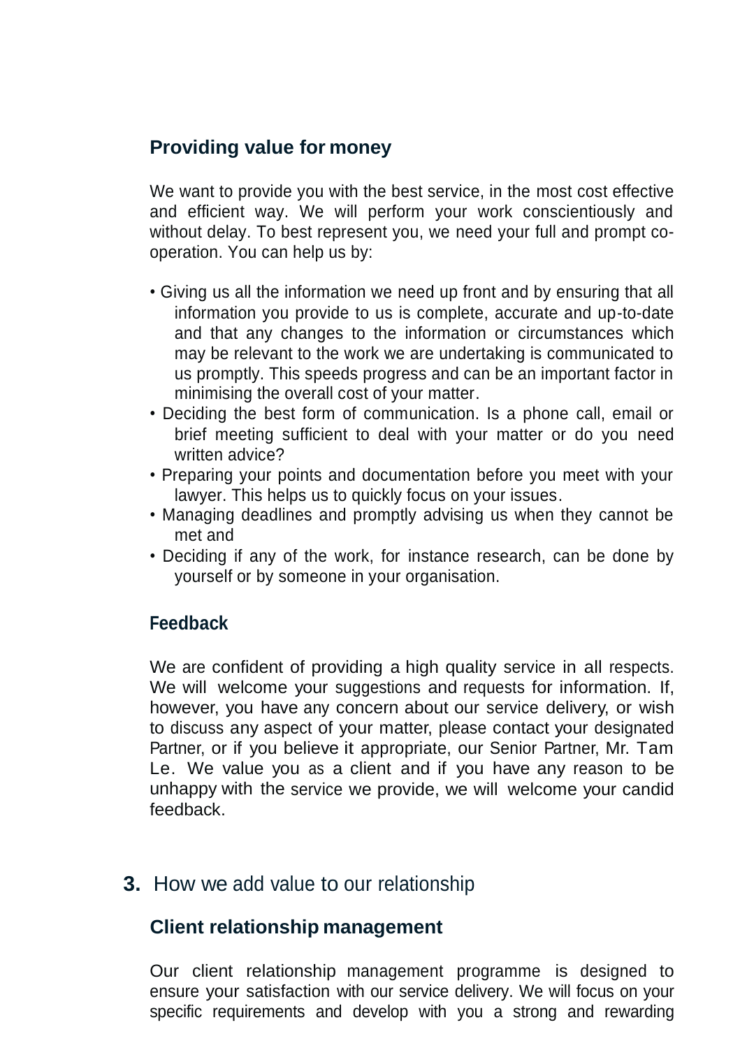### Providing value for money

We want to provide you with the best service, in the most cost effective and efficient way. We will perform your work conscientiously and without delay. To best represent you, we need your full and prompt co-operation. You can help us by:

- Giving us all the information we need up front and by ensuring that all information you provide to us is complete, accurate and up-to-date and that any changes to the information or circumstances which may be relevant to the work we are undertaking is communicated to us promptly. This speeds progress and can be an important factor in minimising the overall cost of your matter.
- Deciding the best form of communication. Is a phone call, email or brief meeting sufficient to deal with your matter or do you need written advice?
- Preparing your points and documentation before you meet with your lawyer. This helps us to quickly focus on your issues.
- Managing deadlines and promptly advising us when they cannot be met and
- Deciding if any of the work, for instance research, can be done by yourself or by someone in your organisation.

### Feedback

We are confident of providing a high quality service in all respects. We will welcome your suggestions and requests for information. If, however, you have any concern about our service delivery, or wish to discuss any aspect of your matter, please contact your designated Partner, or if you believe it appropriate, our Senior Partner, Mr. Tam Le. We value you as a client and if you have any reason to be unhappy with the service we provide, we will welcome your candid feedback.

## **3.** How we add value to our relationship

### Client relationship management

Our client relationship management programme is designed to ensure your satisfaction with our service delivery. We will focus on your specific requirements and develop with you a strong and rewarding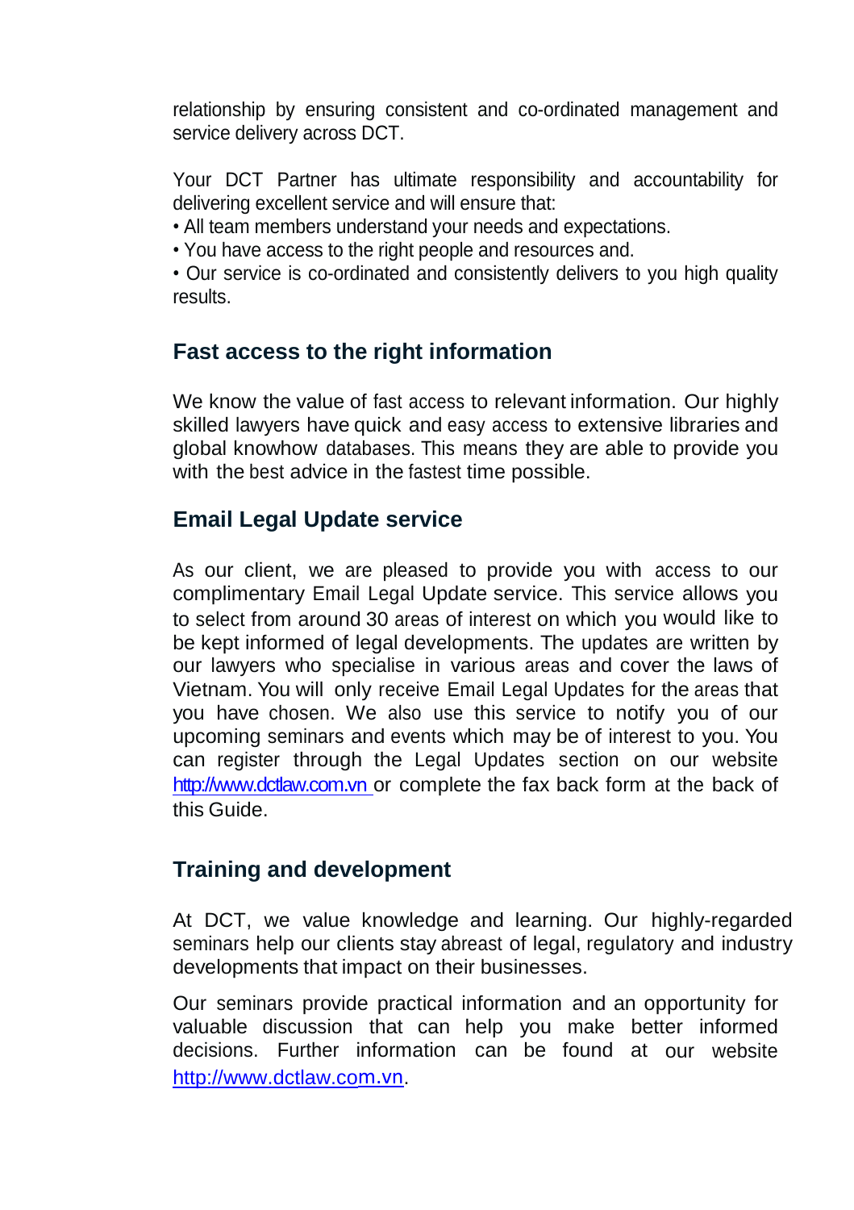relationship by ensuring consistent and co-ordinated management and service delivery across DCT.

Your DCT Partner has ultimate responsibility and accountability for delivering excellent service and will ensure that:

• All team members understand your needs and expectations.
• You have access to the right people and resources and.
• Our service is co-ordinated and consistently delivers to you high quality results.

## Fast access to the right information

We know the value of fast access to relevant information. Our highly skilled lawyers have quick and easy access to extensive libraries and global knowhow databases. This means they are able to provide you with the best advice in the fastest time possible.

## Email Legal Update service

As our client, we are pleased to provide you with access to our complimentary Email Legal Update service. This service allows you to select from around 30 areas of interest on which you would like to be kept informed of legal developments. The updates are written by our lawyers who specialise in various areas and cover the laws of Vietnam. You will only receive Email Legal Updates for the areas that you have chosen. We also use this service to notify you of our upcoming seminars and events which may be of interest to you. You can register through the Legal Updates section on our website http://www.dctlaw.com.vn or complete the fax back form at the back of this Guide.

## Training and development

At DCT, we value knowledge and learning. Our highly-regarded seminars help our clients stay abreast of legal, regulatory and industry developments that impact on their businesses.

Our seminars provide practical information and an opportunity for valuable discussion that can help you make better informed decisions. Further information can be found at our website http://www.dctlaw.com.vn.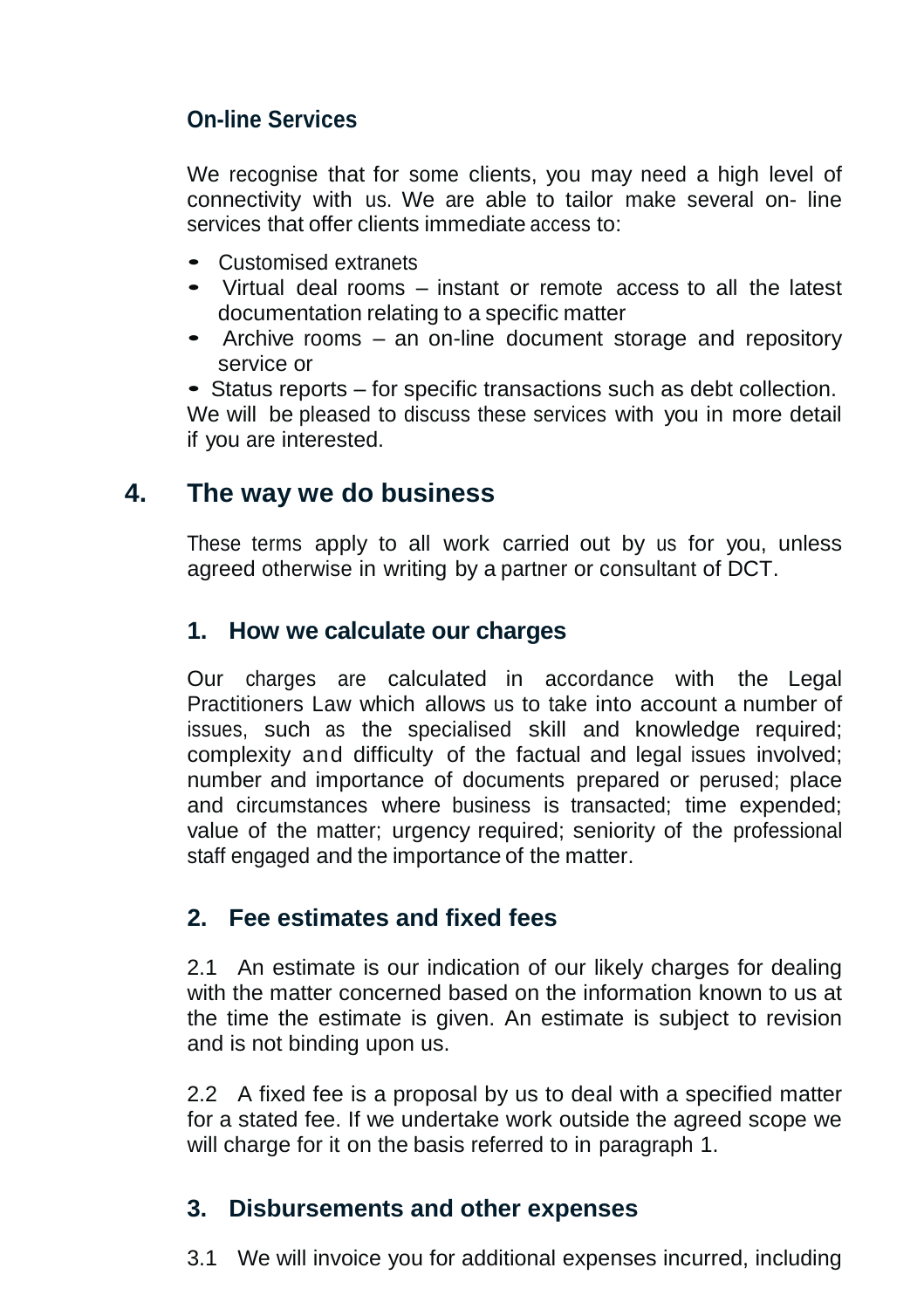### On-line Services

We recognise that for some clients, you may need a high level of connectivity with us. We are able to tailor make several on- line services that offer clients immediate access to:

- Customised extranets
- Virtual deal rooms – instant or remote access to all the latest documentation relating to a specific matter
- Archive rooms – an on-line document storage and repository service or
- Status reports – for specific transactions such as debt collection.

We will be pleased to discuss these services with you in more detail if you are interested.

## 4. The way we do business

These terms apply to all work carried out by us for you, unless agreed otherwise in writing by a partner or consultant of DCT.

### 1. How we calculate our charges

Our charges are calculated in accordance with the Legal Practitioners Law which allows us to take into account a number of issues, such as the specialised skill and knowledge required; complexity and difficulty of the factual and legal issues involved; number and importance of documents prepared or perused; place and circumstances where business is transacted; time expended; value of the matter; urgency required; seniority of the professional staff engaged and the importance of the matter.

### 2. Fee estimates and fixed fees

2.1 An estimate is our indication of our likely charges for dealing with the matter concerned based on the information known to us at the time the estimate is given. An estimate is subject to revision and is not binding upon us.

2.2 A fixed fee is a proposal by us to deal with a specified matter for a stated fee. If we undertake work outside the agreed scope we will charge for it on the basis referred to in paragraph 1.

### 3. Disbursements and other expenses

3.1 We will invoice you for additional expenses incurred, including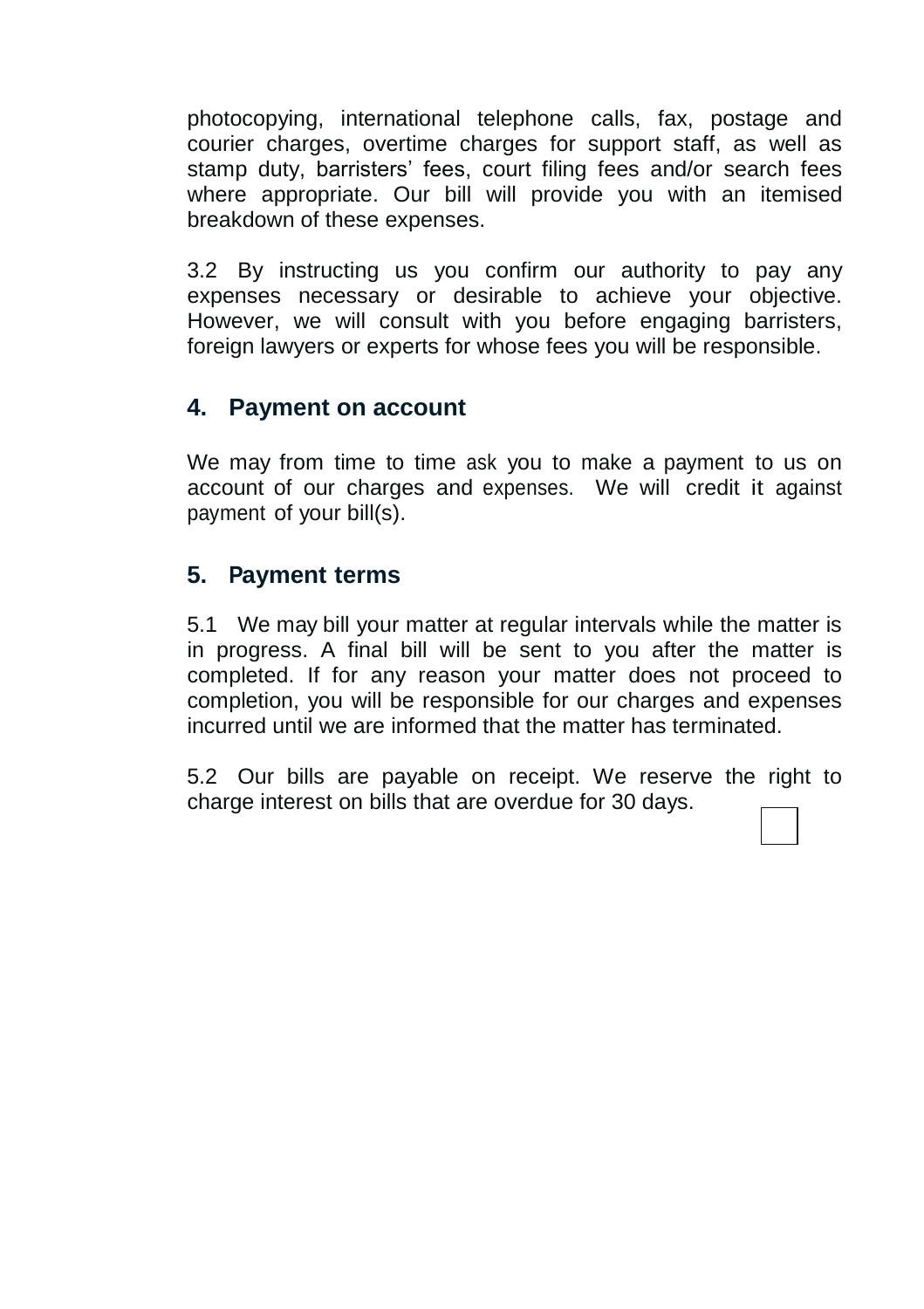photocopying, international telephone calls, fax, postage and courier charges, overtime charges for support staff, as well as stamp duty, barristers' fees, court filing fees and/or search fees where appropriate. Our bill will provide you with an itemised breakdown of these expenses.

3.2 By instructing us you confirm our authority to pay any expenses necessary or desirable to achieve your objective. However, we will consult with you before engaging barristers, foreign lawyers or experts for whose fees you will be responsible.

## 4. Payment on account

We may from time to time ask you to make a payment to us on account of our charges and expenses. We will credit it against payment of your bill(s).

## 5. Payment terms

5.1 We may bill your matter at regular intervals while the matter is in progress. A final bill will be sent to you after the matter is completed. If for any reason your matter does not proceed to completion, you will be responsible for our charges and expenses incurred until we are informed that the matter has terminated.

5.2 Our bills are payable on receipt. We reserve the right to charge interest on bills that are overdue for 30 days.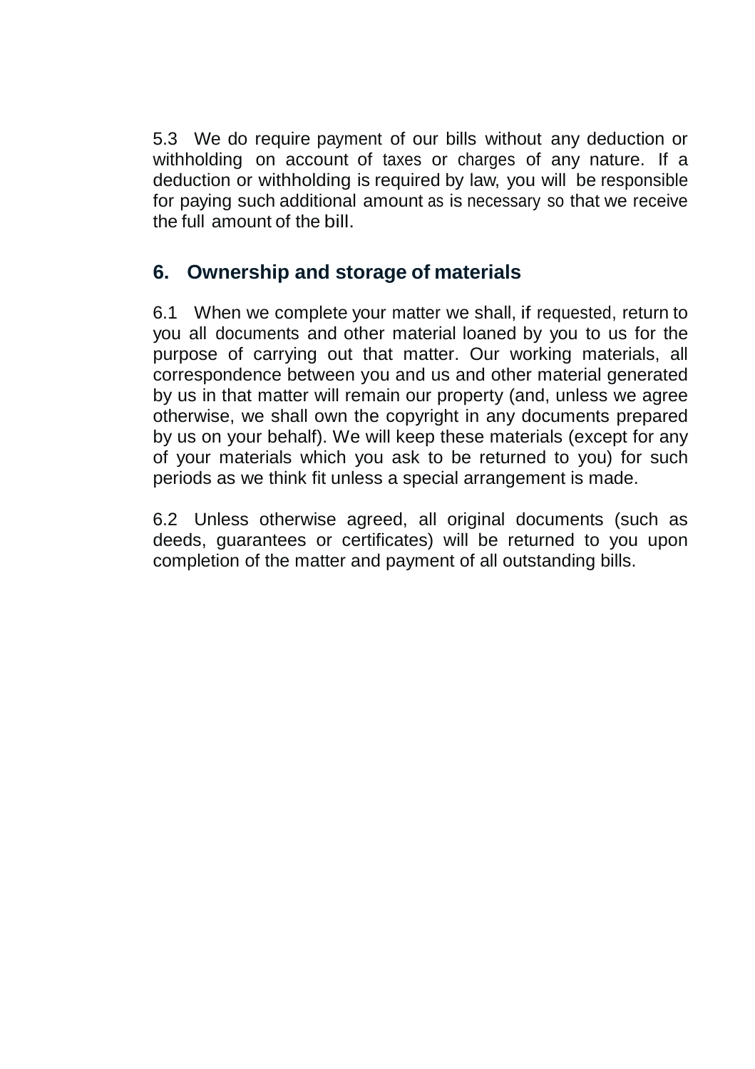5.3 We do require payment of our bills without any deduction or withholding on account of taxes or charges of any nature. If a deduction or withholding is required by law, you will be responsible for paying such additional amount as is necessary so that we receive the full amount of the bill.

## 6. Ownership and storage of materials

6.1 When we complete your matter we shall, if requested, return to you all documents and other material loaned by you to us for the purpose of carrying out that matter. Our working materials, all correspondence between you and us and other material generated by us in that matter will remain our property (and, unless we agree otherwise, we shall own the copyright in any documents prepared by us on your behalf). We will keep these materials (except for any of your materials which you ask to be returned to you) for such periods as we think fit unless a special arrangement is made.

6.2 Unless otherwise agreed, all original documents (such as deeds, guarantees or certificates) will be returned to you upon completion of the matter and payment of all outstanding bills.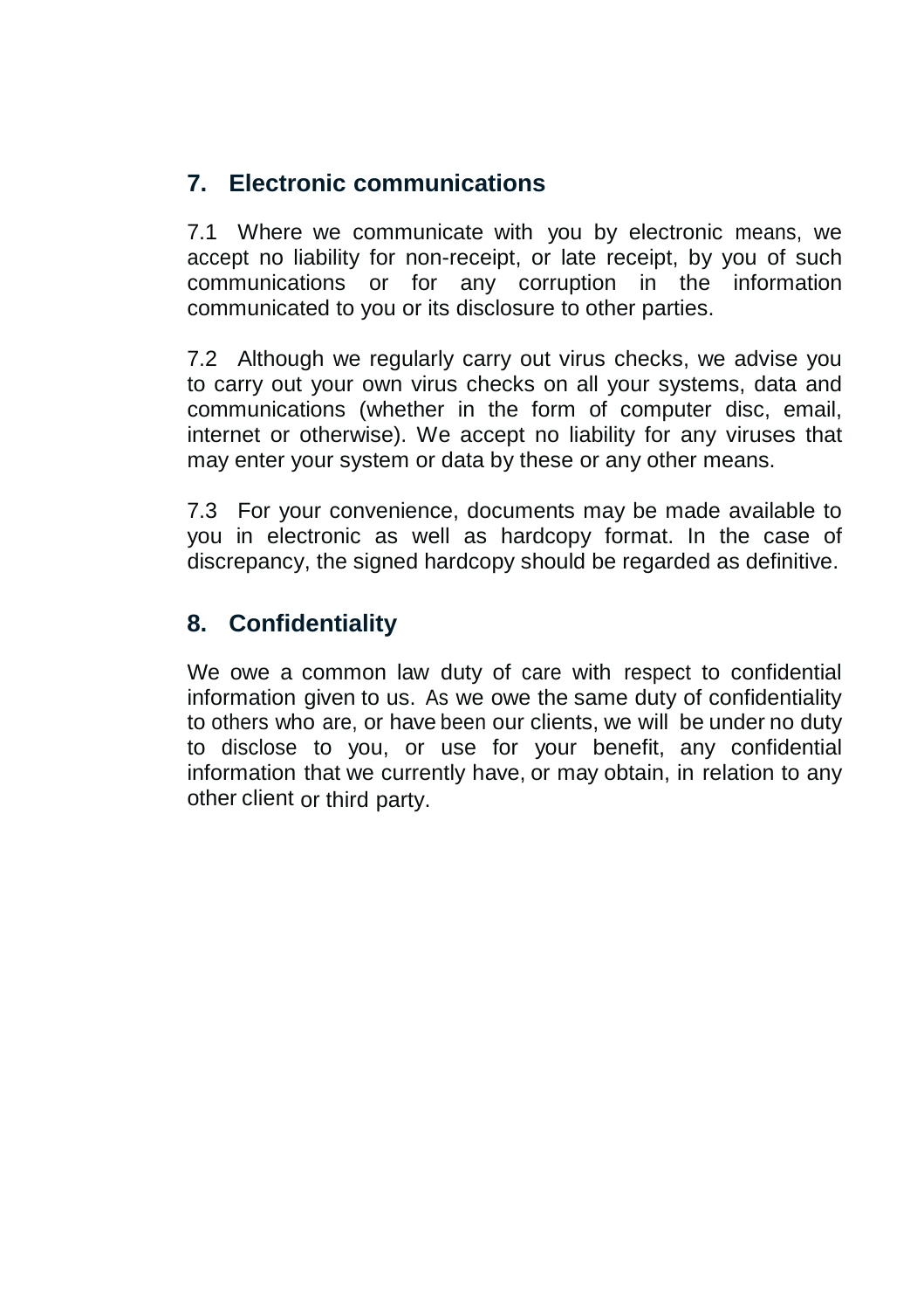## 7. Electronic communications

7.1 Where we communicate with you by electronic means, we accept no liability for non-receipt, or late receipt, by you of such communications or for any corruption in the information communicated to you or its disclosure to other parties.

7.2 Although we regularly carry out virus checks, we advise you to carry out your own virus checks on all your systems, data and communications (whether in the form of computer disc, email, internet or otherwise). We accept no liability for any viruses that may enter your system or data by these or any other means.

7.3 For your convenience, documents may be made available to you in electronic as well as hardcopy format. In the case of discrepancy, the signed hardcopy should be regarded as definitive.

## 8. Confidentiality

We owe a common law duty of care with respect to confidential information given to us. As we owe the same duty of confidentiality to others who are, or have been our clients, we will be under no duty to disclose to you, or use for your benefit, any confidential information that we currently have, or may obtain, in relation to any other client or third party.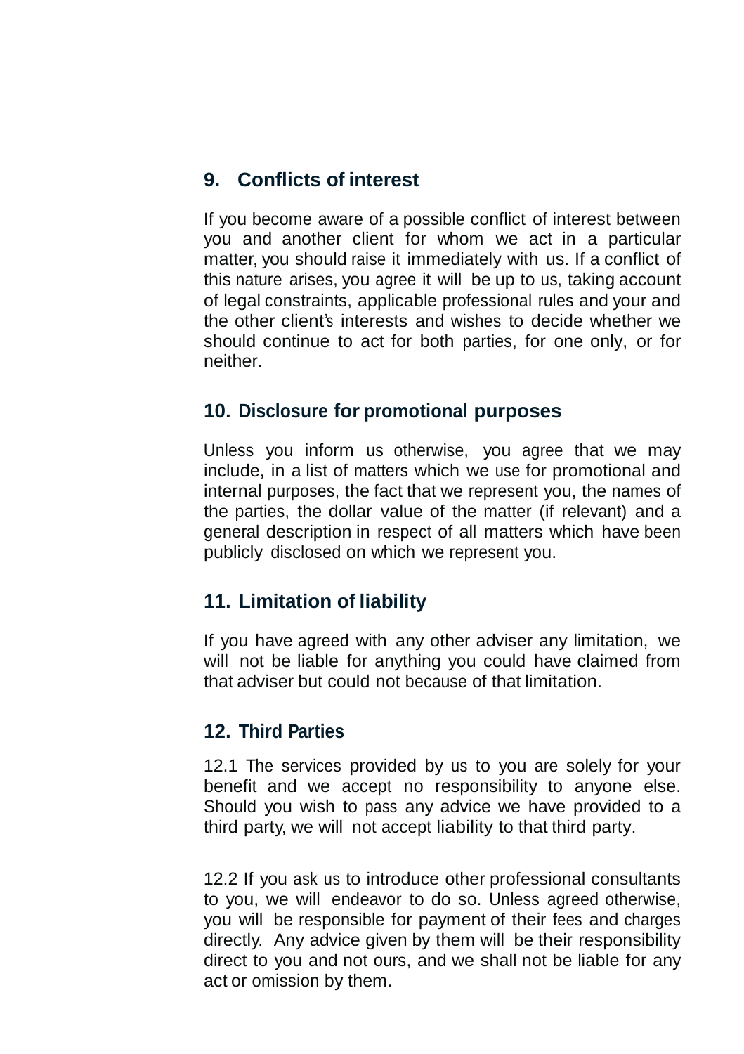## 9. Conflicts of interest

If you become aware of a possible conflict of interest between you and another client for whom we act in a particular matter, you should raise it immediately with us. If a conflict of this nature arises, you agree it will be up to us, taking account of legal constraints, applicable professional rules and your and the other client's interests and wishes to decide whether we should continue to act for both parties, for one only, or for neither.

## 10. Disclosure for promotional purposes

Unless you inform us otherwise, you agree that we may include, in a list of matters which we use for promotional and internal purposes, the fact that we represent you, the names of the parties, the dollar value of the matter (if relevant) and a general description in respect of all matters which have been publicly disclosed on which we represent you.

## 11. Limitation of liability

If you have agreed with any other adviser any limitation, we will not be liable for anything you could have claimed from that adviser but could not because of that limitation.

## 12. Third Parties

12.1 The services provided by us to you are solely for your benefit and we accept no responsibility to anyone else. Should you wish to pass any advice we have provided to a third party, we will not accept liability to that third party.

12.2 If you ask us to introduce other professional consultants to you, we will endeavor to do so. Unless agreed otherwise, you will be responsible for payment of their fees and charges directly. Any advice given by them will be their responsibility direct to you and not ours, and we shall not be liable for any act or omission by them.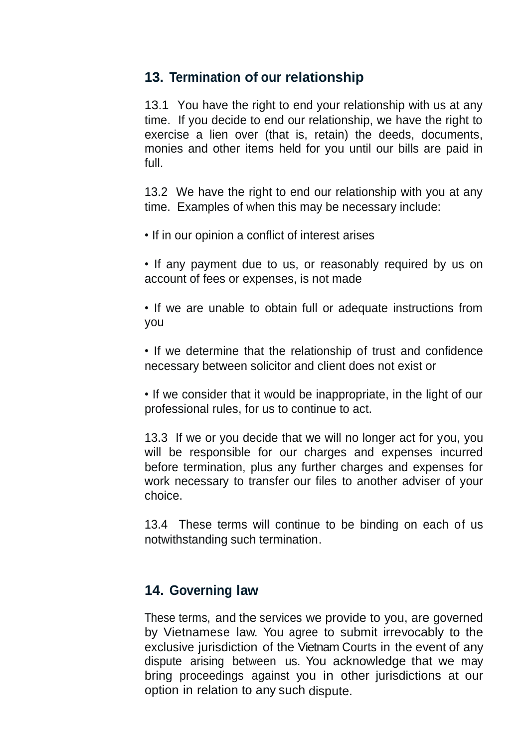## 13. Termination of our relationship

13.1 You have the right to end your relationship with us at any time. If you decide to end our relationship, we have the right to exercise a lien over (that is, retain) the deeds, documents, monies and other items held for you until our bills are paid in full.

13.2 We have the right to end our relationship with you at any time. Examples of when this may be necessary include:

• If in our opinion a conflict of interest arises

• If any payment due to us, or reasonably required by us on account of fees or expenses, is not made

• If we are unable to obtain full or adequate instructions from you

• If we determine that the relationship of trust and confidence necessary between solicitor and client does not exist or

• If we consider that it would be inappropriate, in the light of our professional rules, for us to continue to act.

13.3 If we or you decide that we will no longer act for you, you will be responsible for our charges and expenses incurred before termination, plus any further charges and expenses for work necessary to transfer our files to another adviser of your choice.

13.4 These terms will continue to be binding on each of us notwithstanding such termination.

## 14. Governing law

These terms, and the services we provide to you, are governed by Vietnamese law. You agree to submit irrevocably to the exclusive jurisdiction of the Vietnam Courts in the event of any dispute arising between us. You acknowledge that we may bring proceedings against you in other jurisdictions at our option in relation to any such dispute.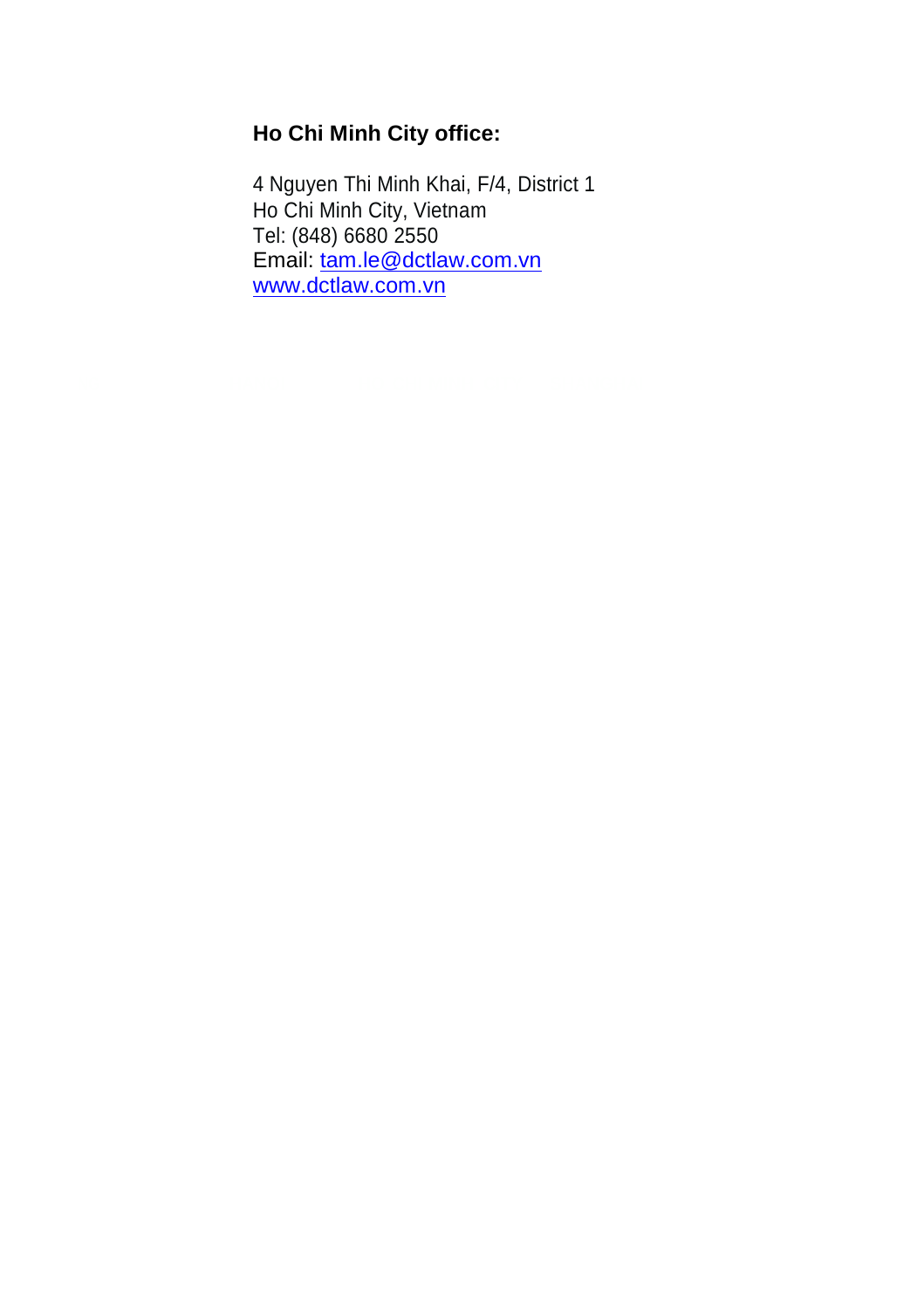**Ho Chi Minh City office:**

4 Nguyen Thi Minh Khai, F/4, District 1
Ho Chi Minh City, Vietnam
Tel: (848) 6680 2550
Email: tam.le@dctlaw.com.vn
www.dctlaw.com.vn